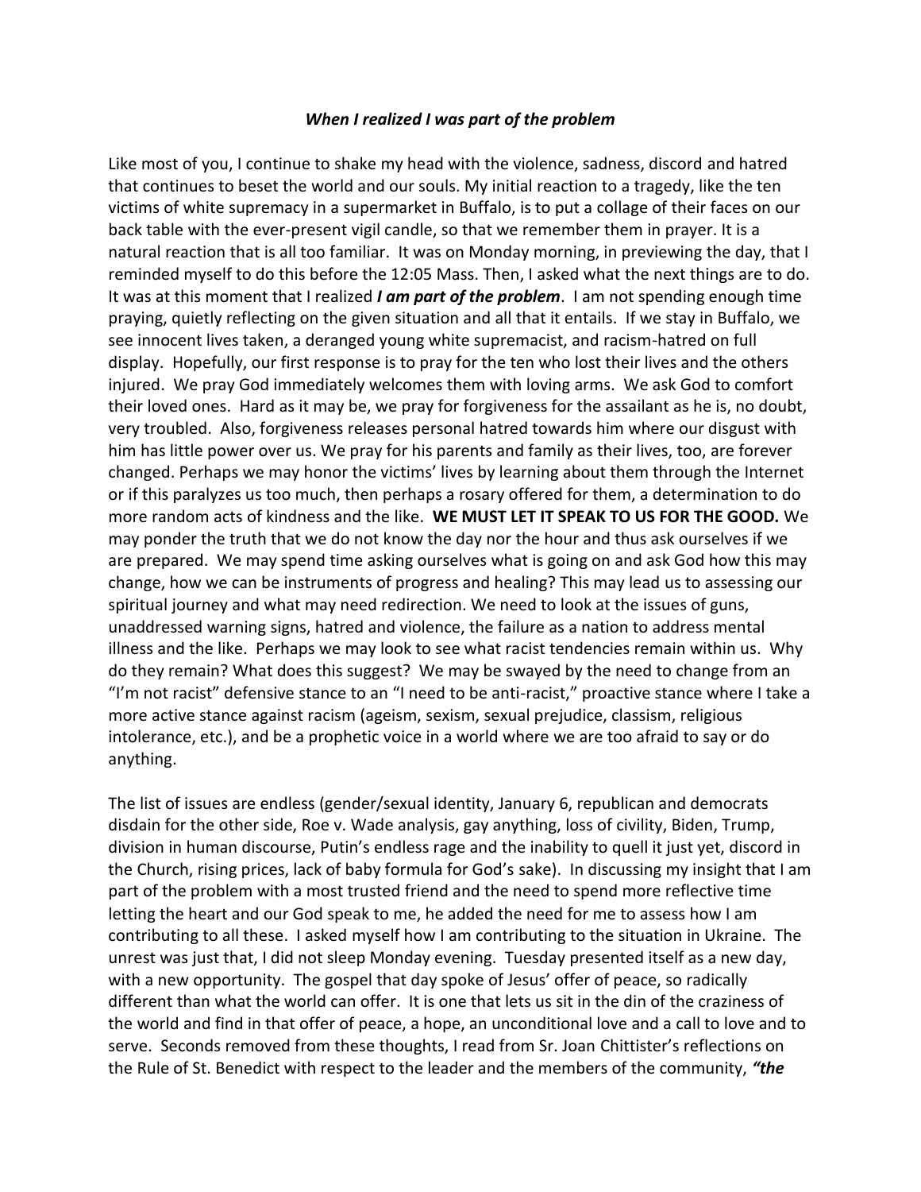***When I realized I was part of the problem***

Like most of you, I continue to shake my head with the violence, sadness, discord and hatred that continues to beset the world and our souls. My initial reaction to a tragedy, like the ten victims of white supremacy in a supermarket in Buffalo, is to put a collage of their faces on our back table with the ever-present vigil candle, so that we remember them in prayer. It is a natural reaction that is all too familiar. It was on Monday morning, in previewing the day, that I reminded myself to do this before the 12:05 Mass. Then, I asked what the next things are to do. It was at this moment that I realized ***I am part of the problem***. I am not spending enough time praying, quietly reflecting on the given situation and all that it entails. If we stay in Buffalo, we see innocent lives taken, a deranged young white supremacist, and racism-hatred on full display. Hopefully, our first response is to pray for the ten who lost their lives and the others injured. We pray God immediately welcomes them with loving arms. We ask God to comfort their loved ones. Hard as it may be, we pray for forgiveness for the assailant as he is, no doubt, very troubled. Also, forgiveness releases personal hatred towards him where our disgust with him has little power over us. We pray for his parents and family as their lives, too, are forever changed. Perhaps we may honor the victims' lives by learning about them through the Internet or if this paralyzes us too much, then perhaps a rosary offered for them, a determination to do more random acts of kindness and the like. **WE MUST LET IT SPEAK TO US FOR THE GOOD.** We may ponder the truth that we do not know the day nor the hour and thus ask ourselves if we are prepared. We may spend time asking ourselves what is going on and ask God how this may change, how we can be instruments of progress and healing? This may lead us to assessing our spiritual journey and what may need redirection. We need to look at the issues of guns, unaddressed warning signs, hatred and violence, the failure as a nation to address mental illness and the like. Perhaps we may look to see what racist tendencies remain within us. Why do they remain? What does this suggest? We may be swayed by the need to change from an "I'm not racist" defensive stance to an "I need to be anti-racist," proactive stance where I take a more active stance against racism (ageism, sexism, sexual prejudice, classism, religious intolerance, etc.), and be a prophetic voice in a world where we are too afraid to say or do anything.

The list of issues are endless (gender/sexual identity, January 6, republican and democrats disdain for the other side, Roe v. Wade analysis, gay anything, loss of civility, Biden, Trump, division in human discourse, Putin's endless rage and the inability to quell it just yet, discord in the Church, rising prices, lack of baby formula for God's sake). In discussing my insight that I am part of the problem with a most trusted friend and the need to spend more reflective time letting the heart and our God speak to me, he added the need for me to assess how I am contributing to all these. I asked myself how I am contributing to the situation in Ukraine. The unrest was just that, I did not sleep Monday evening. Tuesday presented itself as a new day, with a new opportunity. The gospel that day spoke of Jesus' offer of peace, so radically different than what the world can offer. It is one that lets us sit in the din of the craziness of the world and find in that offer of peace, a hope, an unconditional love and a call to love and to serve. Seconds removed from these thoughts, I read from Sr. Joan Chittister's reflections on the Rule of St. Benedict with respect to the leader and the members of the community, ***"the***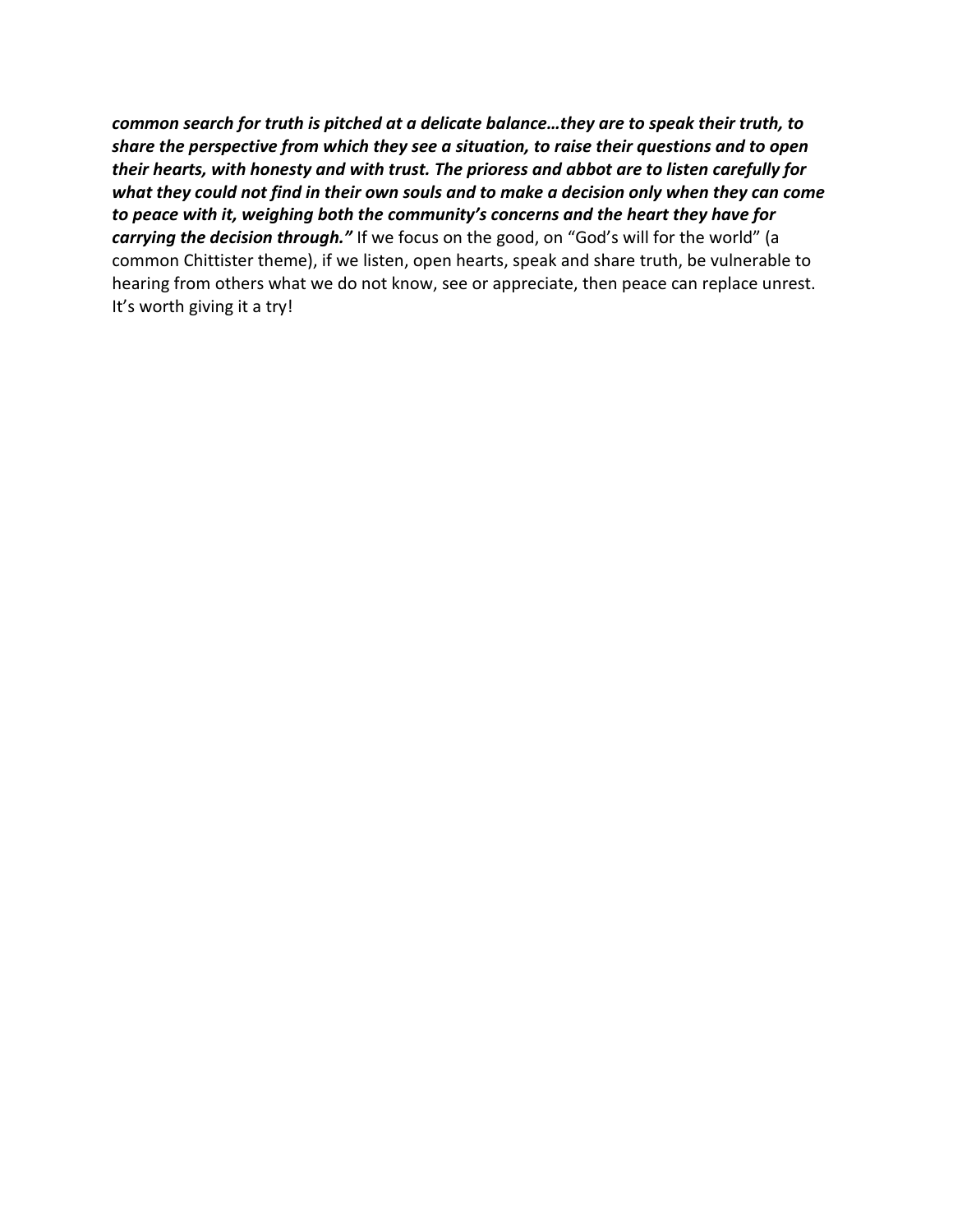***common search for truth is pitched at a delicate balance…they are to speak their truth, to share the perspective from which they see a situation, to raise their questions and to open their hearts, with honesty and with trust. The prioress and abbot are to listen carefully for what they could not find in their own souls and to make a decision only when they can come to peace with it, weighing both the community's concerns and the heart they have for carrying the decision through."*** If we focus on the good, on "God's will for the world" (a common Chittister theme), if we listen, open hearts, speak and share truth, be vulnerable to hearing from others what we do not know, see or appreciate, then peace can replace unrest. It's worth giving it a try!